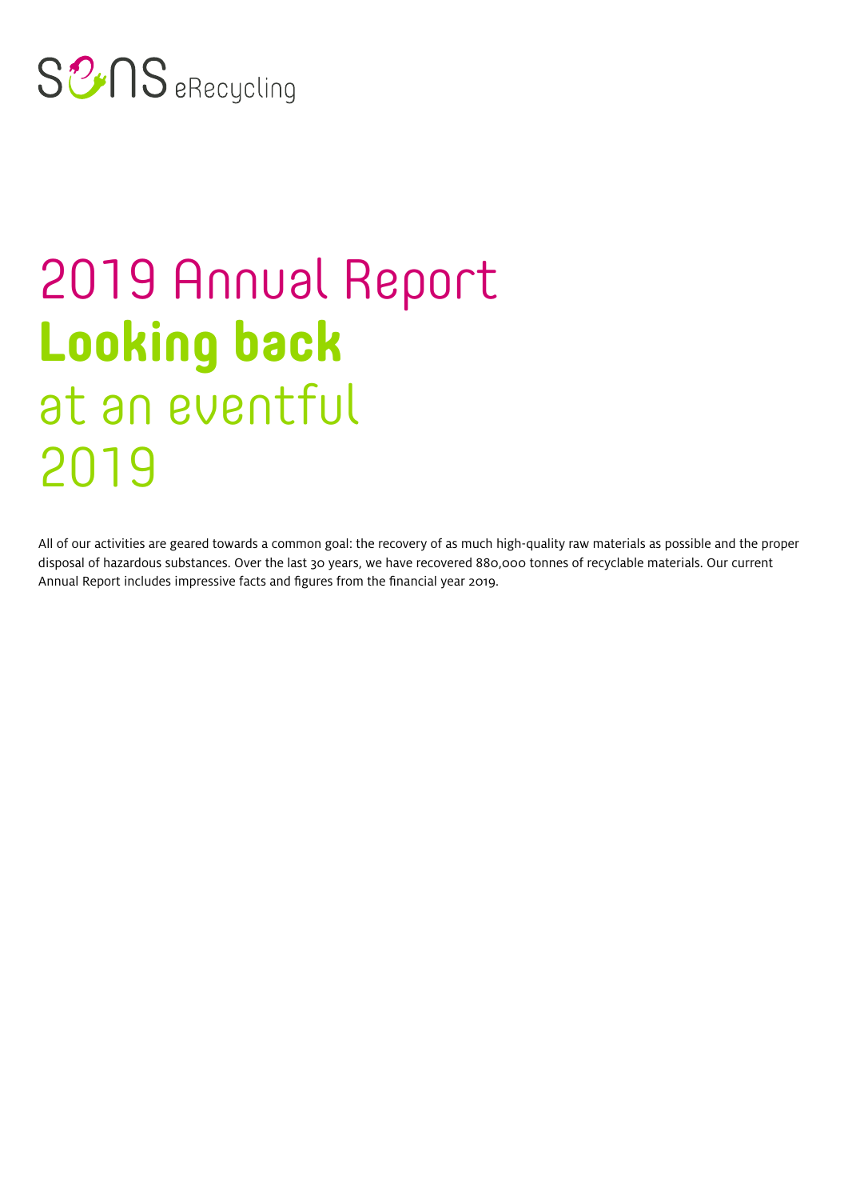SENS eRecycling

# 2019 Annual Report **Looking back** at an eventful 2019

All of our activities are geared towards a common goal: the recovery of as much high-quality raw materials as possible and the proper disposal of hazardous substances. Over the last 30 years, we have recovered 880,000 tonnes of recyclable materials. Our current Annual Report includes impressive facts and figures from the financial year 2019.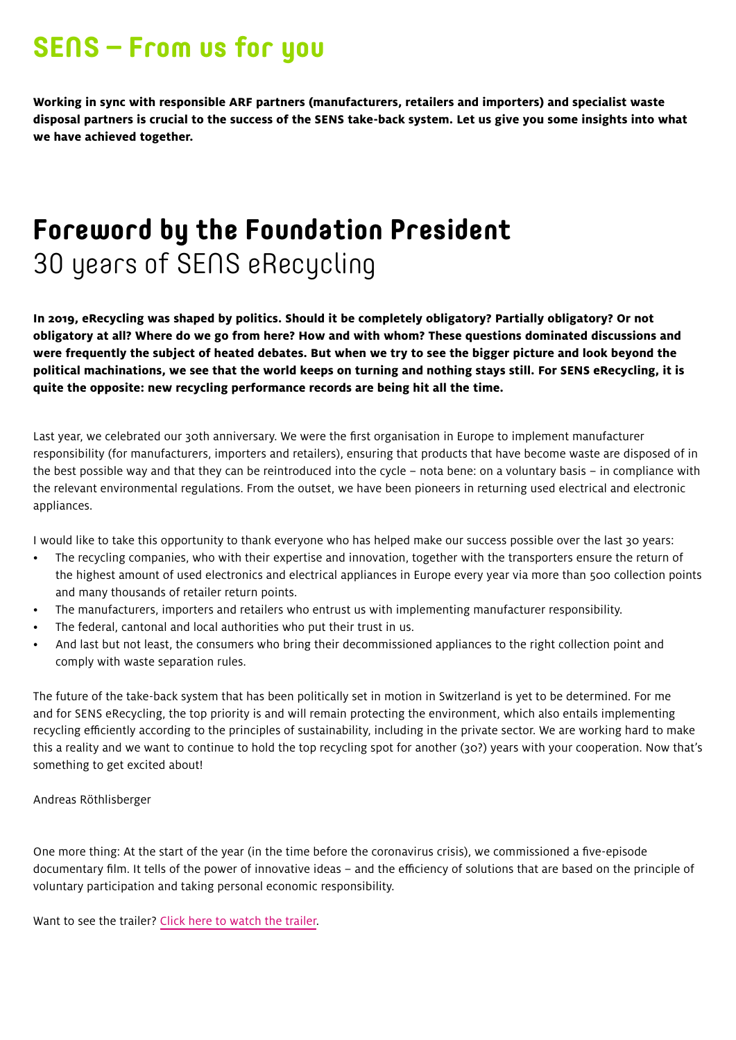# SENS – From us for you

**Working in sync with responsible ARF partners (manufacturers, retailers and importers) and specialist waste disposal partners is crucial to the success of the SENS take-back system. Let us give you some insights into what we have achieved together.**

## Foreword by the Foundation President

30 years of SENS eRecycling

**In 2019, eRecycling was shaped by politics. Should it be completely obligatory? Partially obligatory? Or not obligatory at all? Where do we go from here? How and with whom? These questions dominated discussions and were frequently the subject of heated debates. But when we try to see the bigger picture and look beyond the political machinations, we see that the world keeps on turning and nothing stays still. For SENS eRecycling, it is quite the opposite: new recycling performance records are being hit all the time.**

Last year, we celebrated our 30th anniversary. We were the first organisation in Europe to implement manufacturer responsibility (for manufacturers, importers and retailers), ensuring that products that have become waste are disposed of in the best possible way and that they can be reintroduced into the cycle – nota bene: on a voluntary basis – in compliance with the relevant environmental regulations. From the outset, we have been pioneers in returning used electrical and electronic appliances.

I would like to take this opportunity to thank everyone who has helped make our success possible over the last 30 years:

- The recycling companies, who with their expertise and innovation, together with the transporters ensure the return of the highest amount of used electronics and electrical appliances in Europe every year via more than 500 collection points and many thousands of retailer return points.
- The manufacturers, importers and retailers who entrust us with implementing manufacturer responsibility.
- The federal, cantonal and local authorities who put their trust in us.
- And last but not least, the consumers who bring their decommissioned appliances to the right collection point and comply with waste separation rules.

The future of the take-back system that has been politically set in motion in Switzerland is yet to be determined. For me and for SENS eRecycling, the top priority is and will remain protecting the environment, which also entails implementing recycling efficiently according to the principles of sustainability, including in the private sector. We are working hard to make this a reality and we want to continue to hold the top recycling spot for another (30?) years with your cooperation. Now that's something to get excited about!

Andreas Röthlisberger

One more thing: At the start of the year (in the time before the coronavirus crisis), we commissioned a five-episode documentary film. It tells of the power of innovative ideas – and the efficiency of solutions that are based on the principle of voluntary participation and taking personal economic responsibility.

Want to see the trailer? Click here to watch the trailer.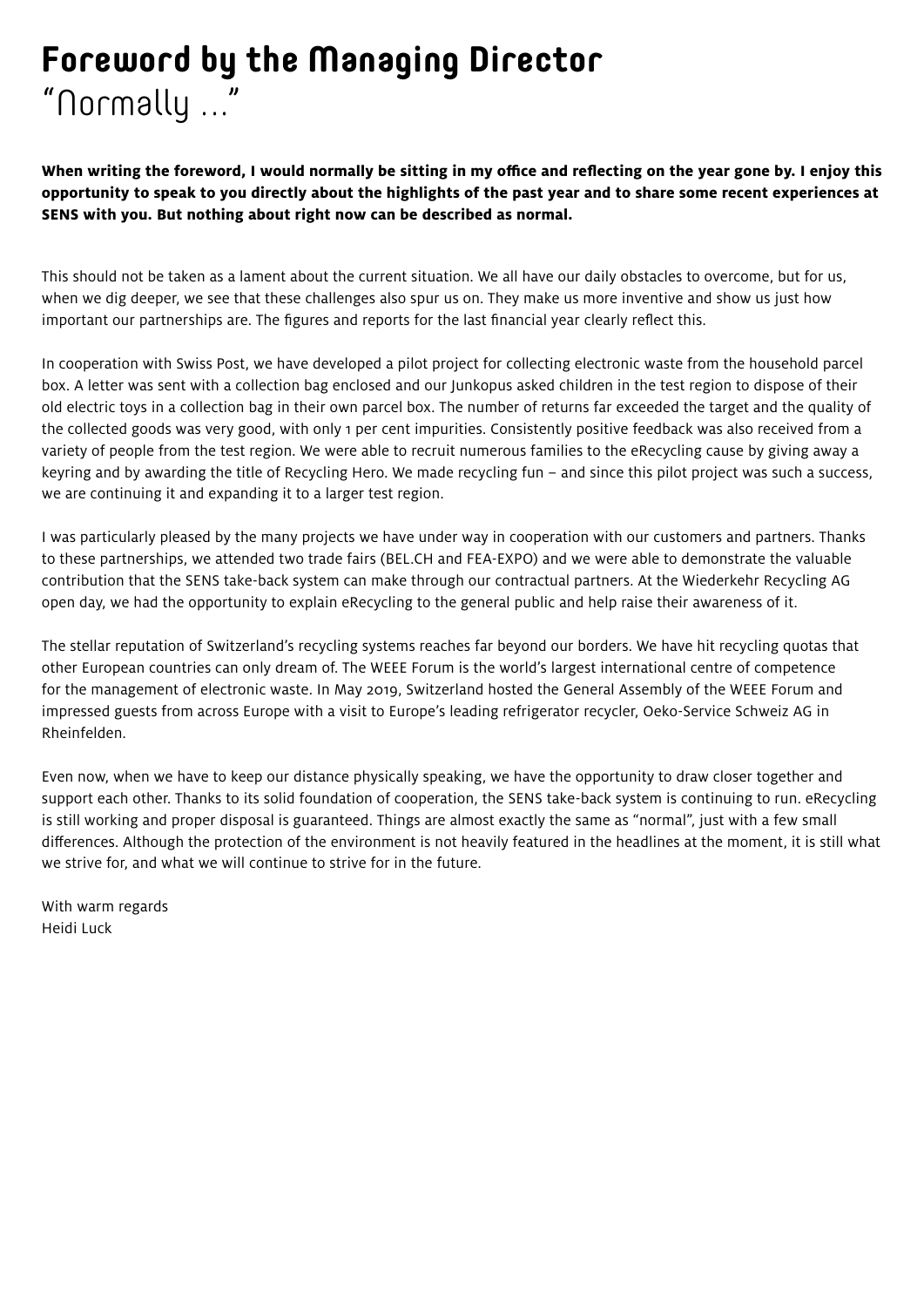# Foreword by the Managing Director

## "Normally …"

**When writing the foreword, I would normally be sitting in my office and reflecting on the year gone by. I enjoy this opportunity to speak to you directly about the highlights of the past year and to share some recent experiences at SENS with you. But nothing about right now can be described as normal.**

This should not be taken as a lament about the current situation. We all have our daily obstacles to overcome, but for us, when we dig deeper, we see that these challenges also spur us on. They make us more inventive and show us just how important our partnerships are. The figures and reports for the last financial year clearly reflect this.

In cooperation with Swiss Post, we have developed a pilot project for collecting electronic waste from the household parcel box. A letter was sent with a collection bag enclosed and our Junkopus asked children in the test region to dispose of their old electric toys in a collection bag in their own parcel box. The number of returns far exceeded the target and the quality of the collected goods was very good, with only 1 per cent impurities. Consistently positive feedback was also received from a variety of people from the test region. We were able to recruit numerous families to the eRecycling cause by giving away a keyring and by awarding the title of Recycling Hero. We made recycling fun – and since this pilot project was such a success, we are continuing it and expanding it to a larger test region.

I was particularly pleased by the many projects we have under way in cooperation with our customers and partners. Thanks to these partnerships, we attended two trade fairs (BEL.CH and FEA-EXPO) and we were able to demonstrate the valuable contribution that the SENS take-back system can make through our contractual partners. At the Wiederkehr Recycling AG open day, we had the opportunity to explain eRecycling to the general public and help raise their awareness of it.

The stellar reputation of Switzerland's recycling systems reaches far beyond our borders. We have hit recycling quotas that other European countries can only dream of. The WEEE Forum is the world's largest international centre of competence for the management of electronic waste. In May 2019, Switzerland hosted the General Assembly of the WEEE Forum and impressed guests from across Europe with a visit to Europe's leading refrigerator recycler, Oeko-Service Schweiz AG in Rheinfelden.

Even now, when we have to keep our distance physically speaking, we have the opportunity to draw closer together and support each other. Thanks to its solid foundation of cooperation, the SENS take-back system is continuing to run. eRecycling is still working and proper disposal is guaranteed. Things are almost exactly the same as "normal", just with a few small differences. Although the protection of the environment is not heavily featured in the headlines at the moment, it is still what we strive for, and what we will continue to strive for in the future.

With warm regards
Heidi Luck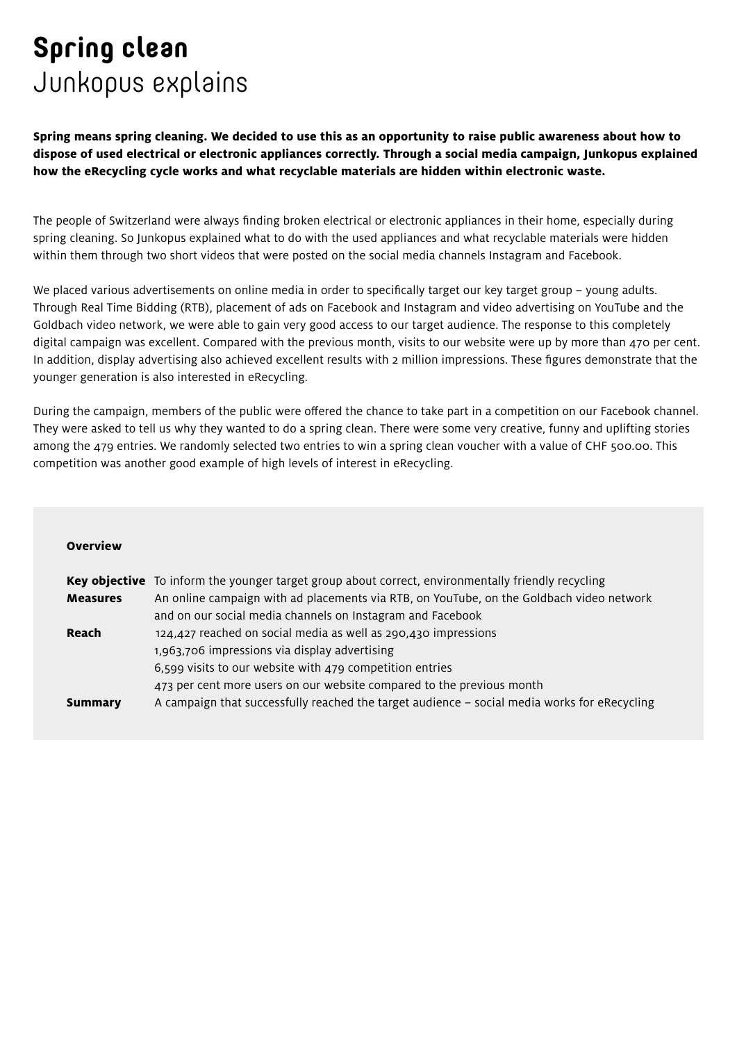# Spring clean
## Junkopus explains

**Spring means spring cleaning. We decided to use this as an opportunity to raise public awareness about how to dispose of used electrical or electronic appliances correctly. Through a social media campaign, Junkopus explained how the eRecycling cycle works and what recyclable materials are hidden within electronic waste.**

The people of Switzerland were always finding broken electrical or electronic appliances in their home, especially during spring cleaning. So Junkopus explained what to do with the used appliances and what recyclable materials were hidden within them through two short videos that were posted on the social media channels Instagram and Facebook.

We placed various advertisements on online media in order to specifically target our key target group – young adults. Through Real Time Bidding (RTB), placement of ads on Facebook and Instagram and video advertising on YouTube and the Goldbach video network, we were able to gain very good access to our target audience. The response to this completely digital campaign was excellent. Compared with the previous month, visits to our website were up by more than 470 per cent. In addition, display advertising also achieved excellent results with 2 million impressions. These figures demonstrate that the younger generation is also interested in eRecycling.

During the campaign, members of the public were offered the chance to take part in a competition on our Facebook channel. They were asked to tell us why they wanted to do a spring clean. There were some very creative, funny and uplifting stories among the 479 entries. We randomly selected two entries to win a spring clean voucher with a value of CHF 500.00. This competition was another good example of high levels of interest in eRecycling.

**Overview**

| | |
|---|---|
| **Key objective** | To inform the younger target group about correct, environmentally friendly recycling |
| **Measures** | An online campaign with ad placements via RTB, on YouTube, on the Goldbach video network and on our social media channels on Instagram and Facebook |
| **Reach** | 124,427 reached on social media as well as 290,430 impressions<br>1,963,706 impressions via display advertising<br>6,599 visits to our website with 479 competition entries<br>473 per cent more users on our website compared to the previous month |
| **Summary** | A campaign that successfully reached the target audience – social media works for eRecycling |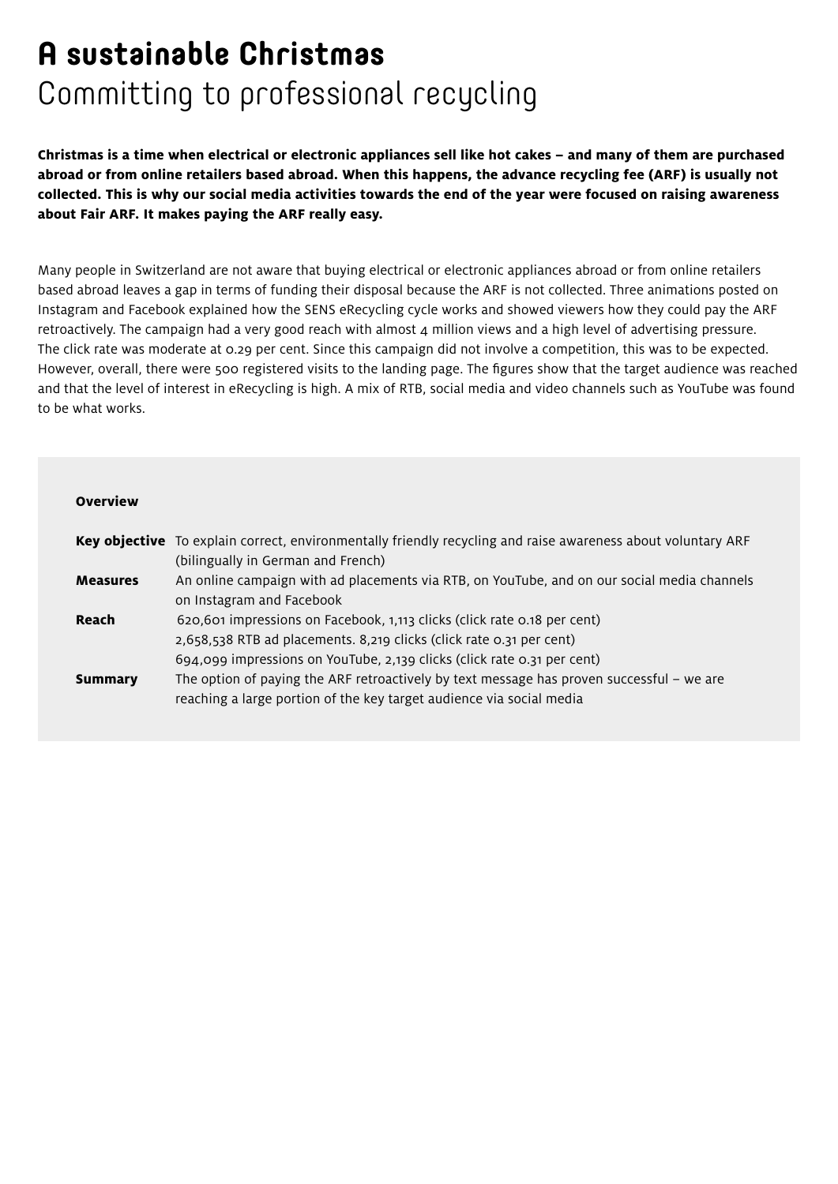# A sustainable Christmas
## Committing to professional recycling

**Christmas is a time when electrical or electronic appliances sell like hot cakes – and many of them are purchased abroad or from online retailers based abroad. When this happens, the advance recycling fee (ARF) is usually not collected. This is why our social media activities towards the end of the year were focused on raising awareness about Fair ARF. It makes paying the ARF really easy.**

Many people in Switzerland are not aware that buying electrical or electronic appliances abroad or from online retailers based abroad leaves a gap in terms of funding their disposal because the ARF is not collected. Three animations posted on Instagram and Facebook explained how the SENS eRecycling cycle works and showed viewers how they could pay the ARF retroactively. The campaign had a very good reach with almost 4 million views and a high level of advertising pressure. The click rate was moderate at 0.29 per cent. Since this campaign did not involve a competition, this was to be expected. However, overall, there were 500 registered visits to the landing page. The figures show that the target audience was reached and that the level of interest in eRecycling is high. A mix of RTB, social media and video channels such as YouTube was found to be what works.

**Overview**

| | |
|---|---|
| **Key objective** | To explain correct, environmentally friendly recycling and raise awareness about voluntary ARF (bilingually in German and French) |
| **Measures** | An online campaign with ad placements via RTB, on YouTube, and on our social media channels on Instagram and Facebook |
| **Reach** | 620,601 impressions on Facebook, 1,113 clicks (click rate 0.18 per cent)<br>2,658,538 RTB ad placements. 8,219 clicks (click rate 0.31 per cent)<br>694,099 impressions on YouTube, 2,139 clicks (click rate 0.31 per cent) |
| **Summary** | The option of paying the ARF retroactively by text message has proven successful – we are reaching a large portion of the key target audience via social media |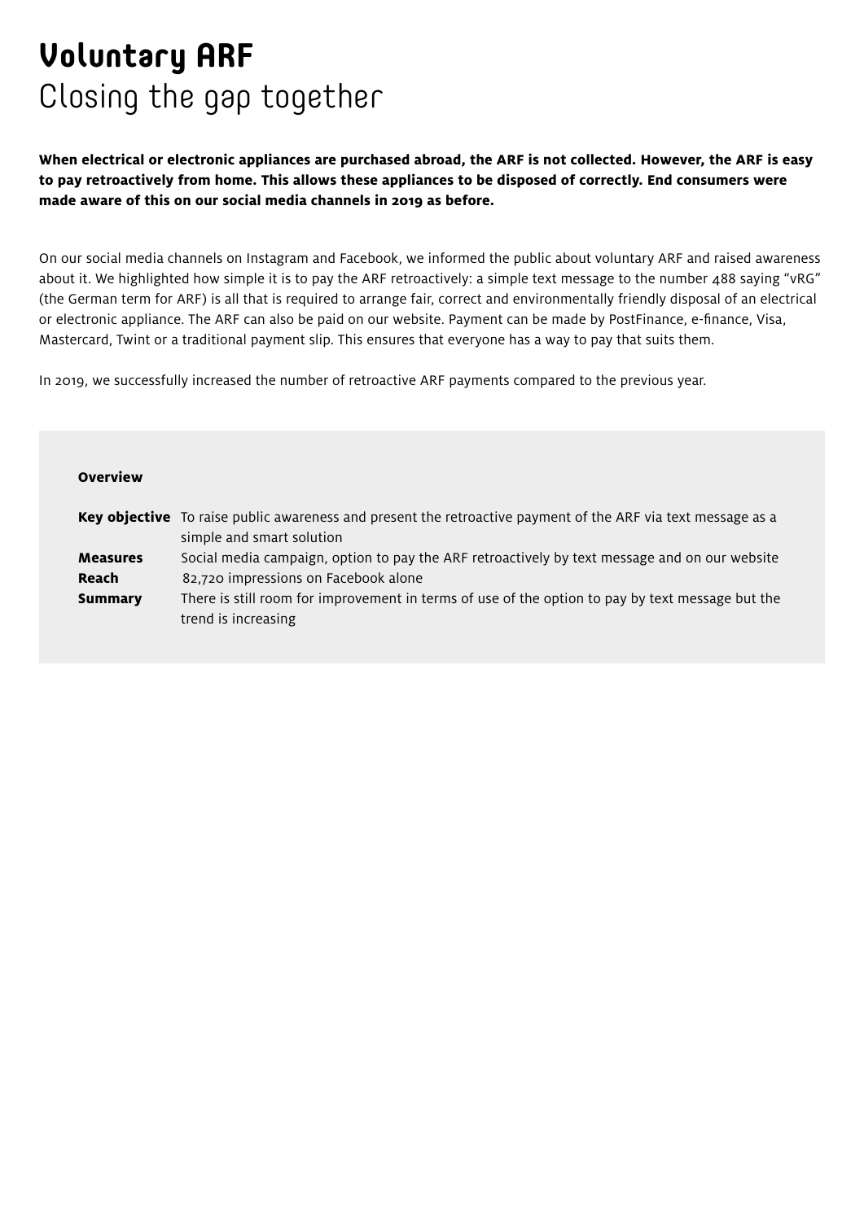# Voluntary ARF
## Closing the gap together

**When electrical or electronic appliances are purchased abroad, the ARF is not collected. However, the ARF is easy to pay retroactively from home. This allows these appliances to be disposed of correctly. End consumers were made aware of this on our social media channels in 2019 as before.**

On our social media channels on Instagram and Facebook, we informed the public about voluntary ARF and raised awareness about it. We highlighted how simple it is to pay the ARF retroactively: a simple text message to the number 488 saying "vRG" (the German term for ARF) is all that is required to arrange fair, correct and environmentally friendly disposal of an electrical or electronic appliance. The ARF can also be paid on our website. Payment can be made by PostFinance, e-finance, Visa, Mastercard, Twint or a traditional payment slip. This ensures that everyone has a way to pay that suits them.

In 2019, we successfully increased the number of retroactive ARF payments compared to the previous year.

**Overview**

| | |
|---|---|
| **Key objective** | To raise public awareness and present the retroactive payment of the ARF via text message as a simple and smart solution |
| **Measures** | Social media campaign, option to pay the ARF retroactively by text message and on our website |
| **Reach** | 82,720 impressions on Facebook alone |
| **Summary** | There is still room for improvement in terms of use of the option to pay by text message but the trend is increasing |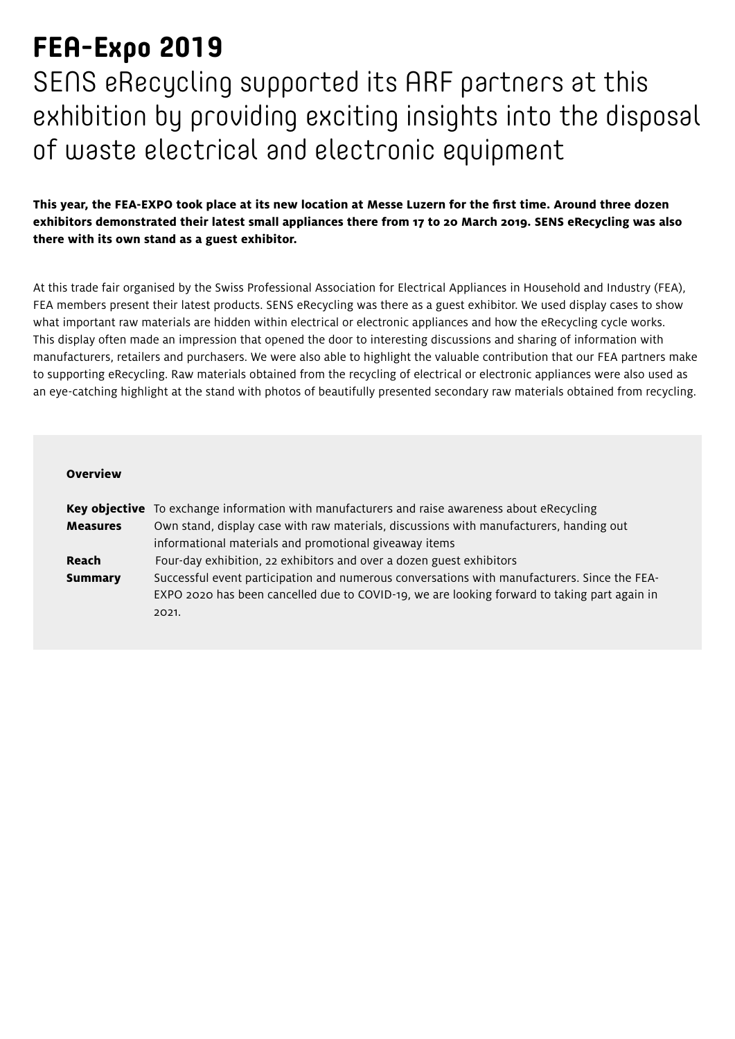# FEA-Expo 2019

## SENS eRecycling supported its ARF partners at this exhibition by providing exciting insights into the disposal of waste electrical and electronic equipment

**This year, the FEA-EXPO took place at its new location at Messe Luzern for the first time. Around three dozen exhibitors demonstrated their latest small appliances there from 17 to 20 March 2019. SENS eRecycling was also there with its own stand as a guest exhibitor.**

At this trade fair organised by the Swiss Professional Association for Electrical Appliances in Household and Industry (FEA), FEA members present their latest products. SENS eRecycling was there as a guest exhibitor. We used display cases to show what important raw materials are hidden within electrical or electronic appliances and how the eRecycling cycle works. This display often made an impression that opened the door to interesting discussions and sharing of information with manufacturers, retailers and purchasers. We were also able to highlight the valuable contribution that our FEA partners make to supporting eRecycling. Raw materials obtained from the recycling of electrical or electronic appliances were also used as an eye-catching highlight at the stand with photos of beautifully presented secondary raw materials obtained from recycling.

**Overview**

| | |
|---|---|
| **Key objective** | To exchange information with manufacturers and raise awareness about eRecycling |
| **Measures** | Own stand, display case with raw materials, discussions with manufacturers, handing out informational materials and promotional giveaway items |
| **Reach** | Four-day exhibition, 22 exhibitors and over a dozen guest exhibitors |
| **Summary** | Successful event participation and numerous conversations with manufacturers. Since the FEA-EXPO 2020 has been cancelled due to COVID-19, we are looking forward to taking part again in 2021. |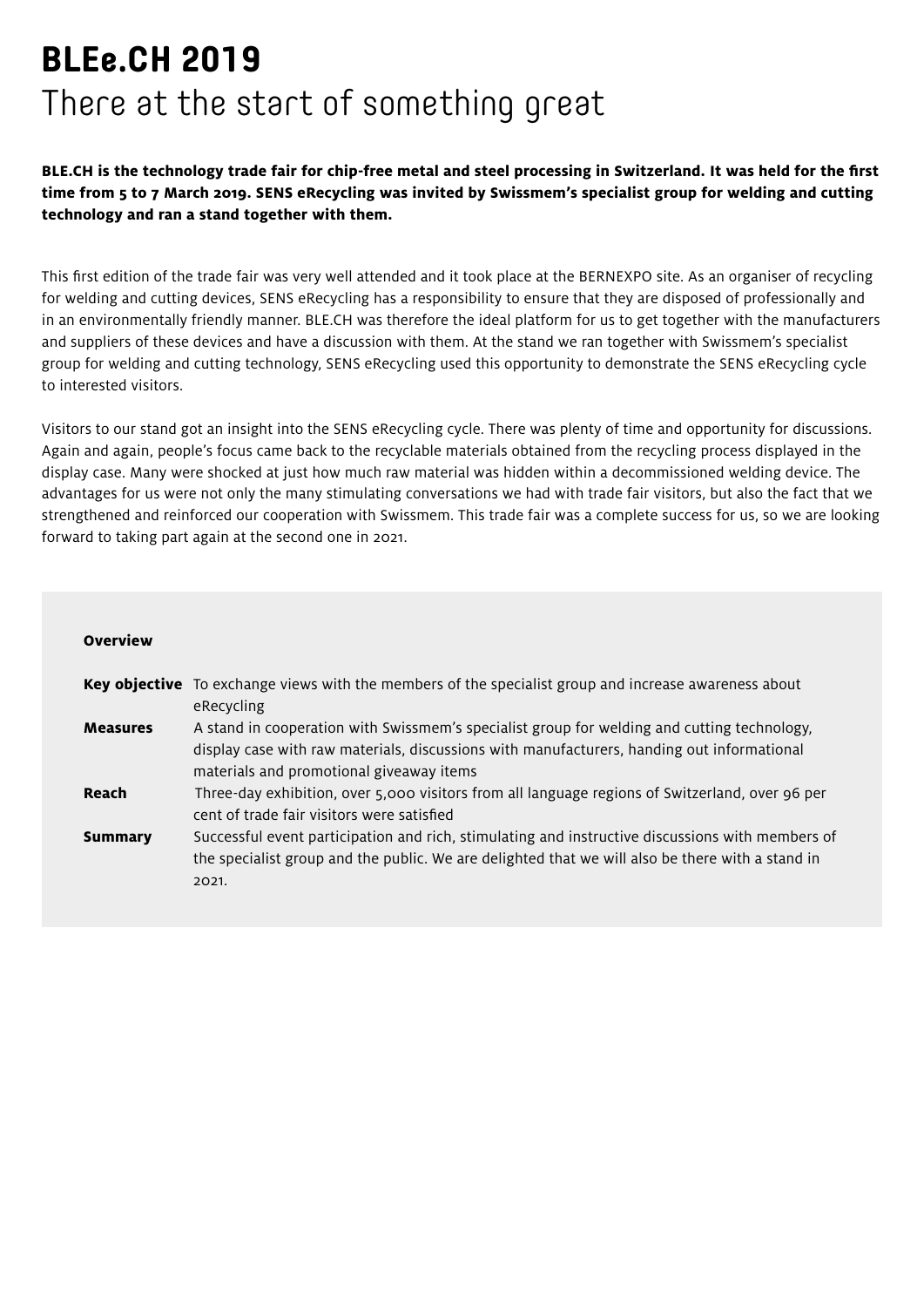# BLEe.CH 2019

## There at the start of something great

**BLE.CH is the technology trade fair for chip-free metal and steel processing in Switzerland. It was held for the first time from 5 to 7 March 2019. SENS eRecycling was invited by Swissmem's specialist group for welding and cutting technology and ran a stand together with them.**

This first edition of the trade fair was very well attended and it took place at the BERNEXPO site. As an organiser of recycling for welding and cutting devices, SENS eRecycling has a responsibility to ensure that they are disposed of professionally and in an environmentally friendly manner. BLE.CH was therefore the ideal platform for us to get together with the manufacturers and suppliers of these devices and have a discussion with them. At the stand we ran together with Swissmem's specialist group for welding and cutting technology, SENS eRecycling used this opportunity to demonstrate the SENS eRecycling cycle to interested visitors.

Visitors to our stand got an insight into the SENS eRecycling cycle. There was plenty of time and opportunity for discussions. Again and again, people's focus came back to the recyclable materials obtained from the recycling process displayed in the display case. Many were shocked at just how much raw material was hidden within a decommissioned welding device. The advantages for us were not only the many stimulating conversations we had with trade fair visitors, but also the fact that we strengthened and reinforced our cooperation with Swissmem. This trade fair was a complete success for us, so we are looking forward to taking part again at the second one in 2021.

**Overview**

| | |
|---|---|
| **Key objective** | To exchange views with the members of the specialist group and increase awareness about eRecycling |
| **Measures** | A stand in cooperation with Swissmem's specialist group for welding and cutting technology, display case with raw materials, discussions with manufacturers, handing out informational materials and promotional giveaway items |
| **Reach** | Three-day exhibition, over 5,000 visitors from all language regions of Switzerland, over 96 per cent of trade fair visitors were satisfied |
| **Summary** | Successful event participation and rich, stimulating and instructive discussions with members of the specialist group and the public. We are delighted that we will also be there with a stand in 2021. |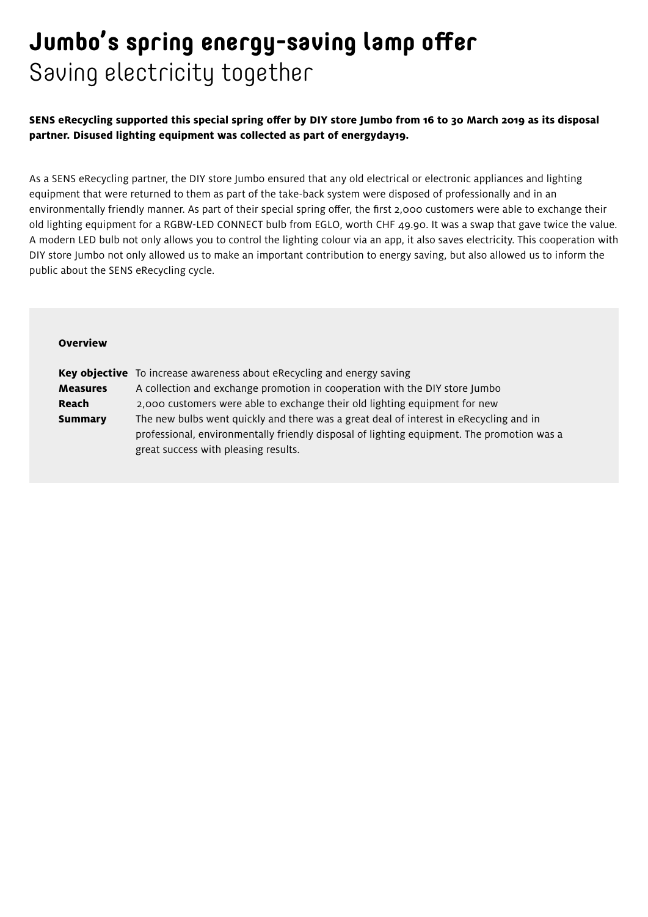# Jumbo's spring energy-saving lamp offer

## Saving electricity together

**SENS eRecycling supported this special spring offer by DIY store Jumbo from 16 to 30 March 2019 as its disposal partner. Disused lighting equipment was collected as part of energyday19.**

As a SENS eRecycling partner, the DIY store Jumbo ensured that any old electrical or electronic appliances and lighting equipment that were returned to them as part of the take-back system were disposed of professionally and in an environmentally friendly manner. As part of their special spring offer, the first 2,000 customers were able to exchange their old lighting equipment for a RGBW-LED CONNECT bulb from EGLO, worth CHF 49.90. It was a swap that gave twice the value. A modern LED bulb not only allows you to control the lighting colour via an app, it also saves electricity. This cooperation with DIY store Jumbo not only allowed us to make an important contribution to energy saving, but also allowed us to inform the public about the SENS eRecycling cycle.

**Overview**

| | |
|---|---|
| **Key objective** | To increase awareness about eRecycling and energy saving |
| **Measures** | A collection and exchange promotion in cooperation with the DIY store Jumbo |
| **Reach** | 2,000 customers were able to exchange their old lighting equipment for new |
| **Summary** | The new bulbs went quickly and there was a great deal of interest in eRecycling and in professional, environmentally friendly disposal of lighting equipment. The promotion was a great success with pleasing results. |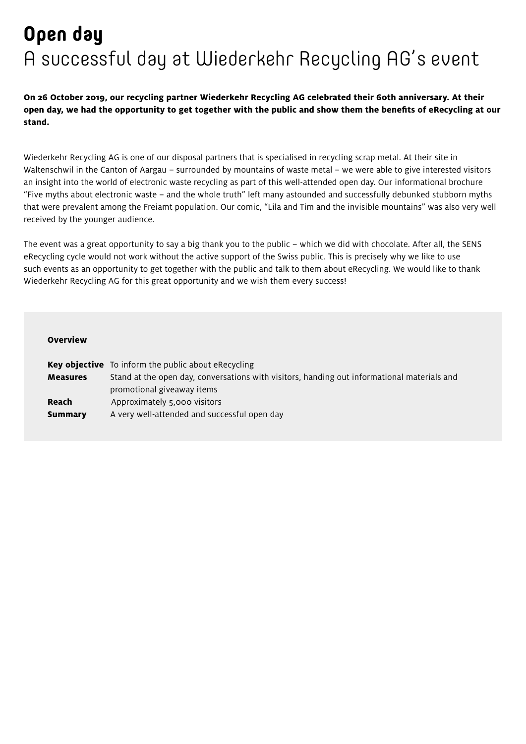# Open day

## A successful day at Wiederkehr Recycling AG's event

**On 26 October 2019, our recycling partner Wiederkehr Recycling AG celebrated their 60th anniversary. At their open day, we had the opportunity to get together with the public and show them the benefits of eRecycling at our stand.**

Wiederkehr Recycling AG is one of our disposal partners that is specialised in recycling scrap metal. At their site in Waltenschwil in the Canton of Aargau – surrounded by mountains of waste metal – we were able to give interested visitors an insight into the world of electronic waste recycling as part of this well-attended open day. Our informational brochure "Five myths about electronic waste – and the whole truth" left many astounded and successfully debunked stubborn myths that were prevalent among the Freiamt population. Our comic, "Lila and Tim and the invisible mountains" was also very well received by the younger audience.

The event was a great opportunity to say a big thank you to the public – which we did with chocolate. After all, the SENS eRecycling cycle would not work without the active support of the Swiss public. This is precisely why we like to use such events as an opportunity to get together with the public and talk to them about eRecycling. We would like to thank Wiederkehr Recycling AG for this great opportunity and we wish them every success!

**Overview**

| | |
|---|---|
| **Key objective** | To inform the public about eRecycling |
| **Measures** | Stand at the open day, conversations with visitors, handing out informational materials and promotional giveaway items |
| **Reach** | Approximately 5,000 visitors |
| **Summary** | A very well-attended and successful open day |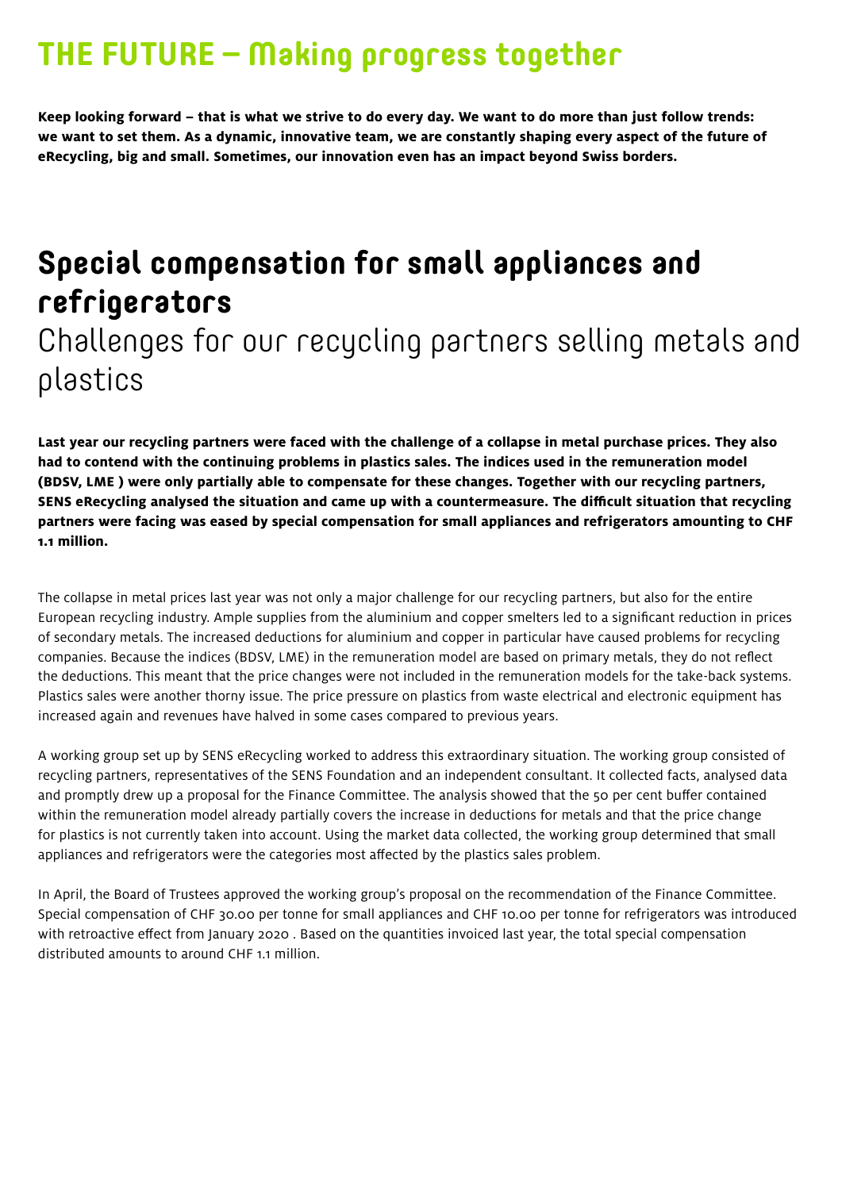# THE FUTURE – Making progress together

**Keep looking forward – that is what we strive to do every day. We want to do more than just follow trends: we want to set them. As a dynamic, innovative team, we are constantly shaping every aspect of the future of eRecycling, big and small. Sometimes, our innovation even has an impact beyond Swiss borders.**

## Special compensation for small appliances and refrigerators

### Challenges for our recycling partners selling metals and plastics

**Last year our recycling partners were faced with the challenge of a collapse in metal purchase prices. They also had to contend with the continuing problems in plastics sales. The indices used in the remuneration model (BDSV, LME ) were only partially able to compensate for these changes. Together with our recycling partners, SENS eRecycling analysed the situation and came up with a countermeasure. The difficult situation that recycling partners were facing was eased by special compensation for small appliances and refrigerators amounting to CHF 1.1 million.**

The collapse in metal prices last year was not only a major challenge for our recycling partners, but also for the entire European recycling industry. Ample supplies from the aluminium and copper smelters led to a significant reduction in prices of secondary metals. The increased deductions for aluminium and copper in particular have caused problems for recycling companies. Because the indices (BDSV, LME) in the remuneration model are based on primary metals, they do not reflect the deductions. This meant that the price changes were not included in the remuneration models for the take-back systems. Plastics sales were another thorny issue. The price pressure on plastics from waste electrical and electronic equipment has increased again and revenues have halved in some cases compared to previous years.

A working group set up by SENS eRecycling worked to address this extraordinary situation. The working group consisted of recycling partners, representatives of the SENS Foundation and an independent consultant. It collected facts, analysed data and promptly drew up a proposal for the Finance Committee. The analysis showed that the 50 per cent buffer contained within the remuneration model already partially covers the increase in deductions for metals and that the price change for plastics is not currently taken into account. Using the market data collected, the working group determined that small appliances and refrigerators were the categories most affected by the plastics sales problem.

In April, the Board of Trustees approved the working group's proposal on the recommendation of the Finance Committee. Special compensation of CHF 30.00 per tonne for small appliances and CHF 10.00 per tonne for refrigerators was introduced with retroactive effect from January 2020 . Based on the quantities invoiced last year, the total special compensation distributed amounts to around CHF 1.1 million.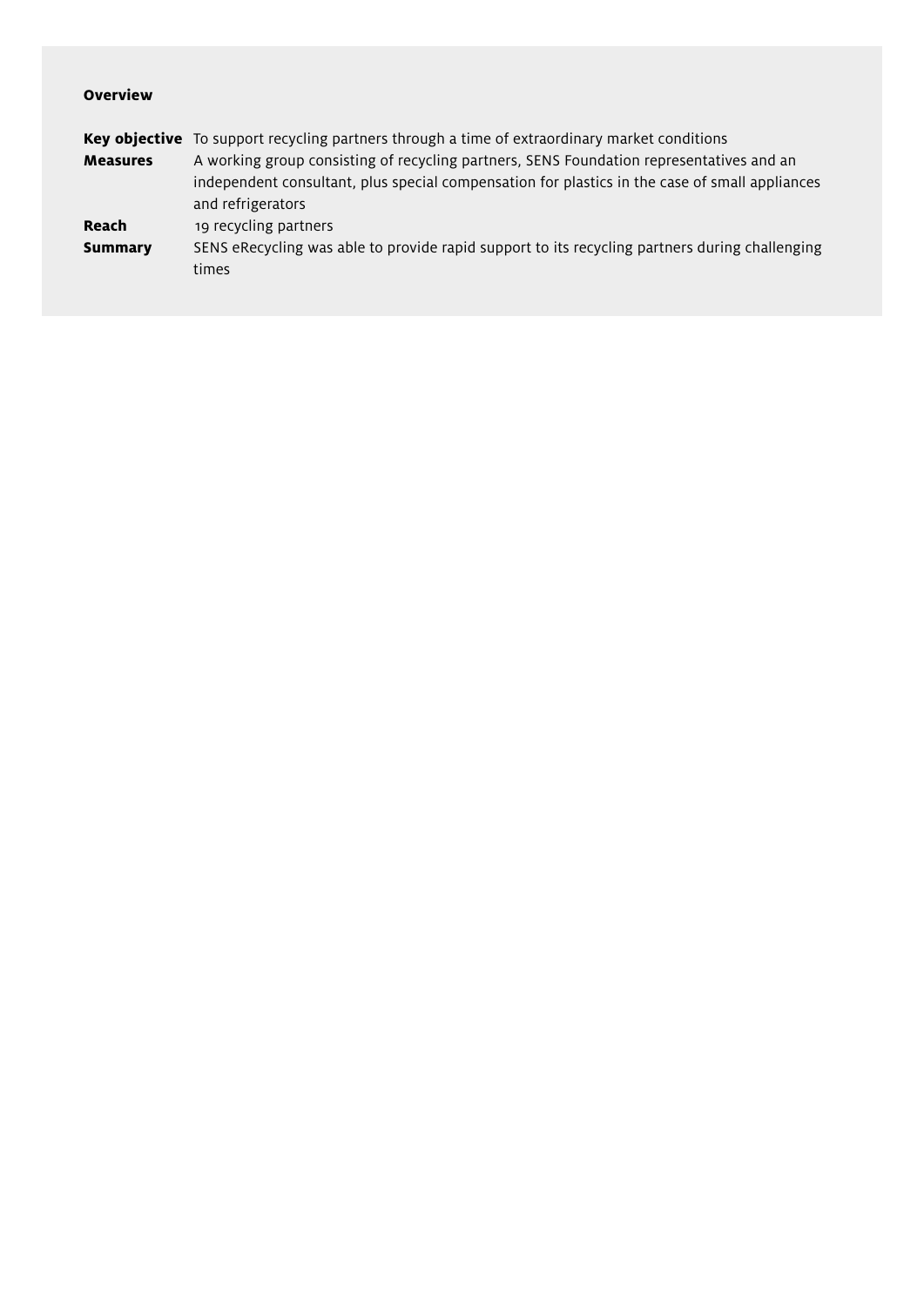**Overview**

| | |
|---|---|
| **Key objective** | To support recycling partners through a time of extraordinary market conditions |
| **Measures** | A working group consisting of recycling partners, SENS Foundation representatives and an independent consultant, plus special compensation for plastics in the case of small appliances and refrigerators |
| **Reach** | 19 recycling partners |
| **Summary** | SENS eRecycling was able to provide rapid support to its recycling partners during challenging times |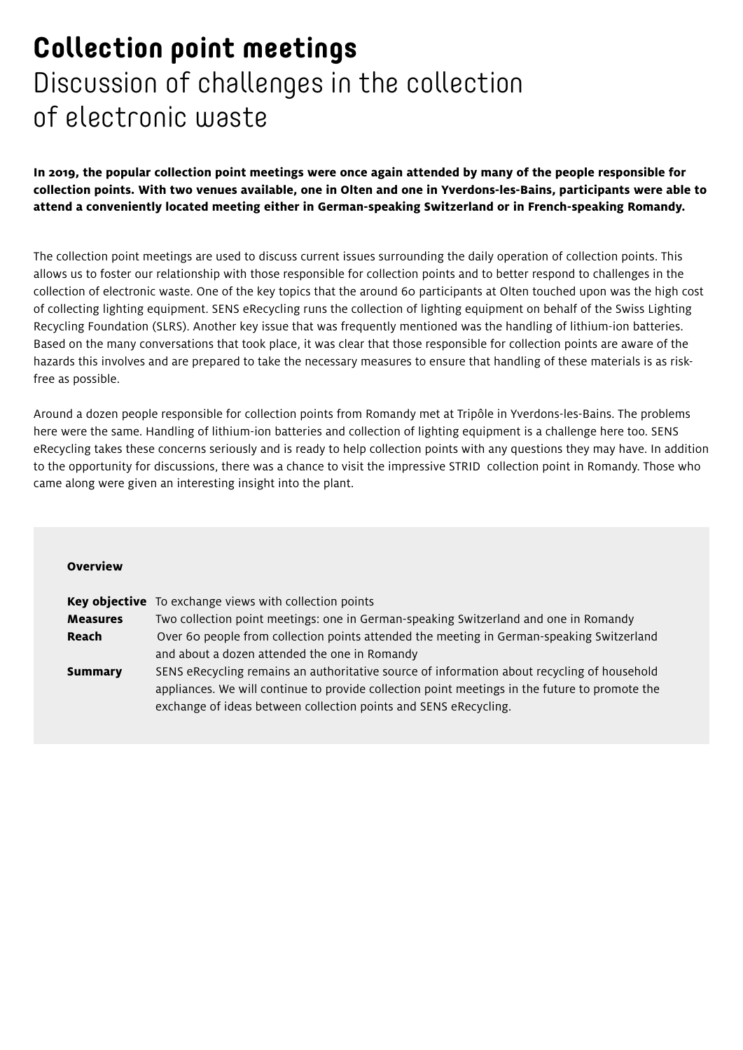# Collection point meetings

## Discussion of challenges in the collection of electronic waste

**In 2019, the popular collection point meetings were once again attended by many of the people responsible for collection points. With two venues available, one in Olten and one in Yverdons-les-Bains, participants were able to attend a conveniently located meeting either in German-speaking Switzerland or in French-speaking Romandy.**

The collection point meetings are used to discuss current issues surrounding the daily operation of collection points. This allows us to foster our relationship with those responsible for collection points and to better respond to challenges in the collection of electronic waste. One of the key topics that the around 60 participants at Olten touched upon was the high cost of collecting lighting equipment. SENS eRecycling runs the collection of lighting equipment on behalf of the Swiss Lighting Recycling Foundation (SLRS). Another key issue that was frequently mentioned was the handling of lithium-ion batteries. Based on the many conversations that took place, it was clear that those responsible for collection points are aware of the hazards this involves and are prepared to take the necessary measures to ensure that handling of these materials is as risk-free as possible.

Around a dozen people responsible for collection points from Romandy met at Tripôle in Yverdons-les-Bains. The problems here were the same. Handling of lithium-ion batteries and collection of lighting equipment is a challenge here too. SENS eRecycling takes these concerns seriously and is ready to help collection points with any questions they may have. In addition to the opportunity for discussions, there was a chance to visit the impressive STRID collection point in Romandy. Those who came along were given an interesting insight into the plant.

**Overview**

| | |
|---|---|
| **Key objective** | To exchange views with collection points |
| **Measures** | Two collection point meetings: one in German-speaking Switzerland and one in Romandy |
| **Reach** | Over 60 people from collection points attended the meeting in German-speaking Switzerland and about a dozen attended the one in Romandy |
| **Summary** | SENS eRecycling remains an authoritative source of information about recycling of household appliances. We will continue to provide collection point meetings in the future to promote the exchange of ideas between collection points and SENS eRecycling. |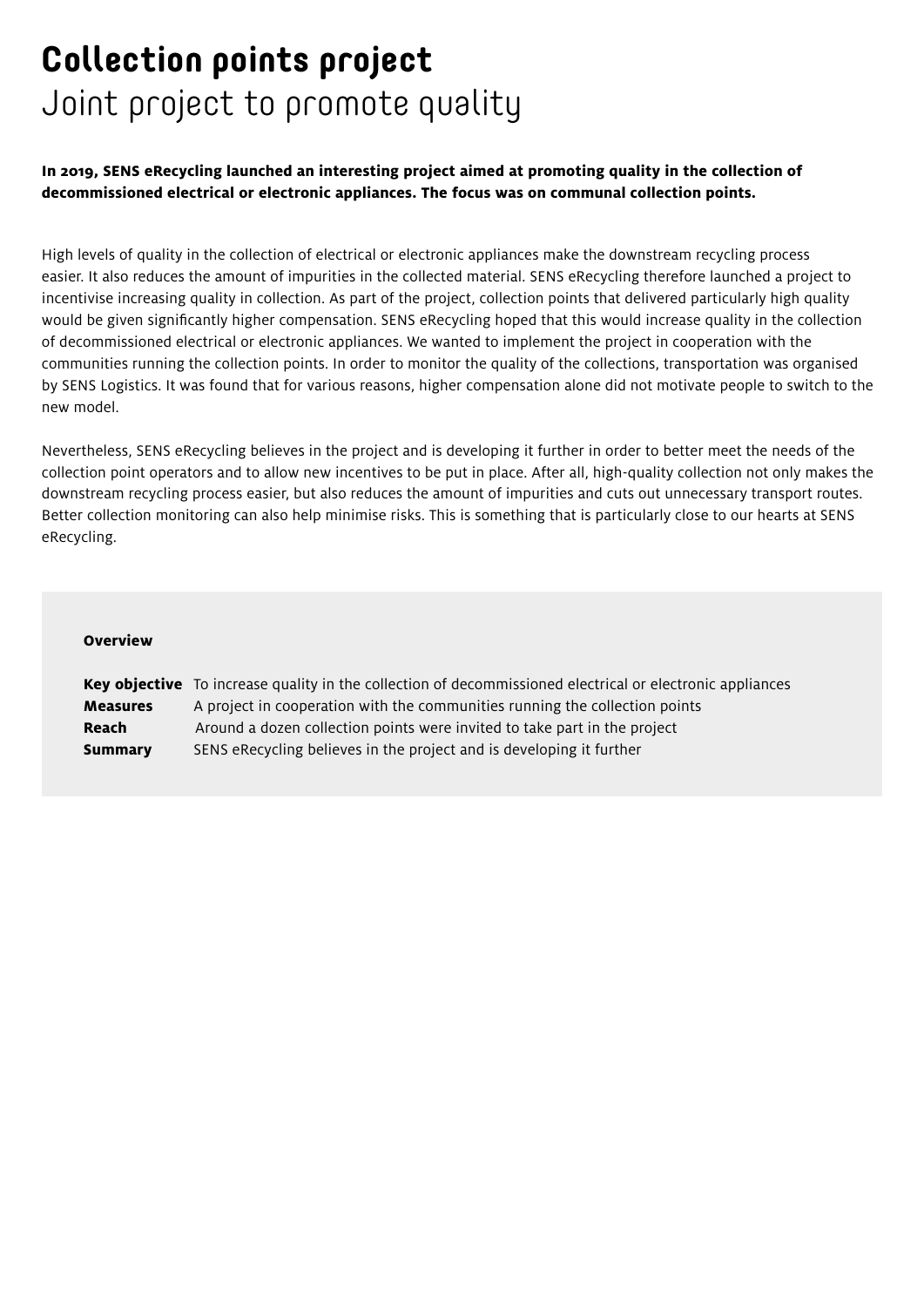# Collection points project

## Joint project to promote quality

**In 2019, SENS eRecycling launched an interesting project aimed at promoting quality in the collection of decommissioned electrical or electronic appliances. The focus was on communal collection points.**

High levels of quality in the collection of electrical or electronic appliances make the downstream recycling process easier. It also reduces the amount of impurities in the collected material. SENS eRecycling therefore launched a project to incentivise increasing quality in collection. As part of the project, collection points that delivered particularly high quality would be given significantly higher compensation. SENS eRecycling hoped that this would increase quality in the collection of decommissioned electrical or electronic appliances. We wanted to implement the project in cooperation with the communities running the collection points. In order to monitor the quality of the collections, transportation was organised by SENS Logistics. It was found that for various reasons, higher compensation alone did not motivate people to switch to the new model.

Nevertheless, SENS eRecycling believes in the project and is developing it further in order to better meet the needs of the collection point operators and to allow new incentives to be put in place. After all, high-quality collection not only makes the downstream recycling process easier, but also reduces the amount of impurities and cuts out unnecessary transport routes. Better collection monitoring can also help minimise risks. This is something that is particularly close to our hearts at SENS eRecycling.

**Overview**

| | |
|---|---|
| **Key objective** | To increase quality in the collection of decommissioned electrical or electronic appliances |
| **Measures** | A project in cooperation with the communities running the collection points |
| **Reach** | Around a dozen collection points were invited to take part in the project |
| **Summary** | SENS eRecycling believes in the project and is developing it further |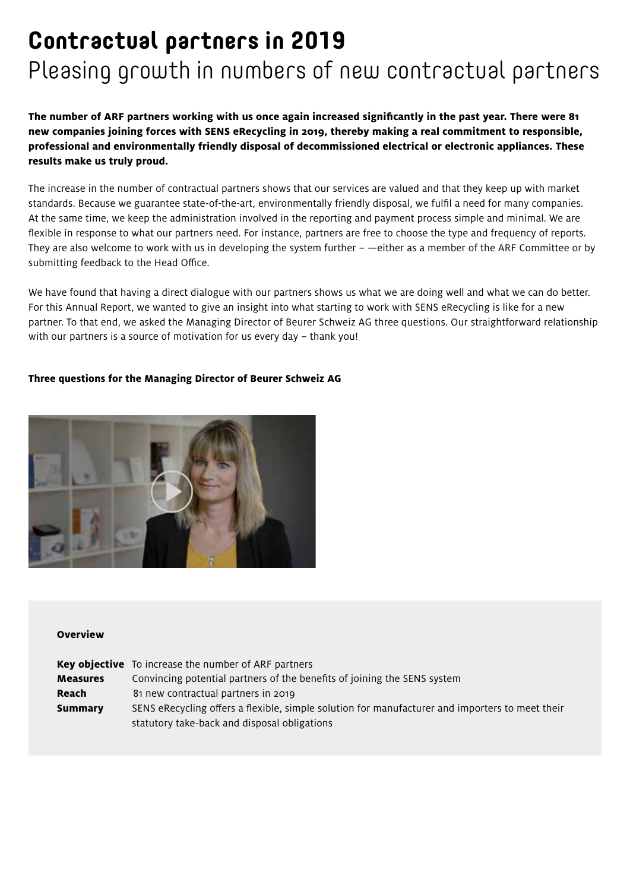# Contractual partners in 2019
## Pleasing growth in numbers of new contractual partners

**The number of ARF partners working with us once again increased significantly in the past year. There were 81 new companies joining forces with SENS eRecycling in 2019, thereby making a real commitment to responsible, professional and environmentally friendly disposal of decommissioned electrical or electronic appliances. These results make us truly proud.**

The increase in the number of contractual partners shows that our services are valued and that they keep up with market standards. Because we guarantee state-of-the-art, environmentally friendly disposal, we fulfil a need for many companies. At the same time, we keep the administration involved in the reporting and payment process simple and minimal. We are flexible in response to what our partners need. For instance, partners are free to choose the type and frequency of reports. They are also welcome to work with us in developing the system further – —either as a member of the ARF Committee or by submitting feedback to the Head Office.

We have found that having a direct dialogue with our partners shows us what we are doing well and what we can do better. For this Annual Report, we wanted to give an insight into what starting to work with SENS eRecycling is like for a new partner. To that end, we asked the Managing Director of Beurer Schweiz AG three questions. Our straightforward relationship with our partners is a source of motivation for us every day – thank you!

**Three questions for the Managing Director of Beurer Schweiz AG**

**Overview**

| | |
|---|---|
| **Key objective** | To increase the number of ARF partners |
| **Measures** | Convincing potential partners of the benefits of joining the SENS system |
| **Reach** | 81 new contractual partners in 2019 |
| **Summary** | SENS eRecycling offers a flexible, simple solution for manufacturer and importers to meet their statutory take-back and disposal obligations |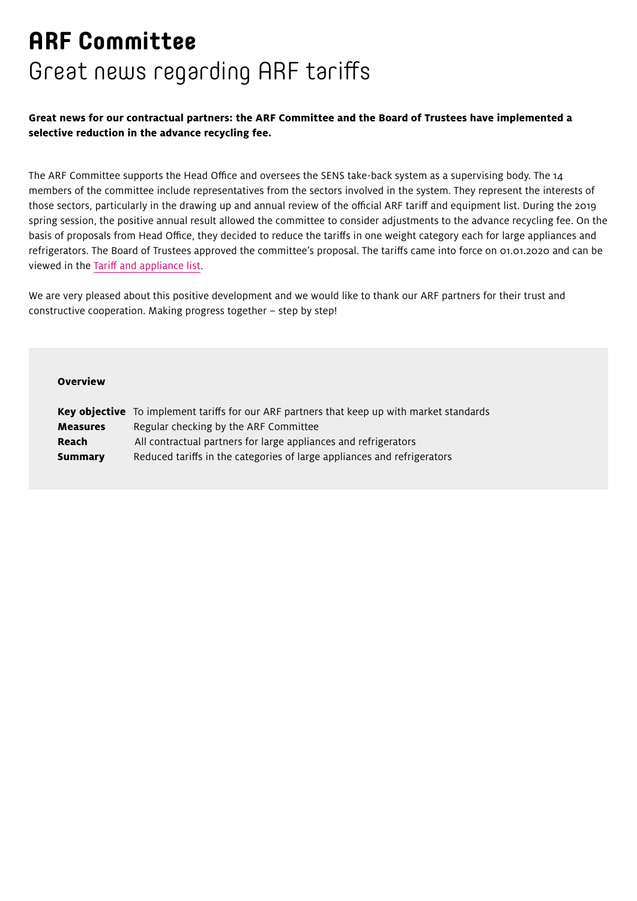# ARF Committee

## Great news regarding ARF tariffs

**Great news for our contractual partners: the ARF Committee and the Board of Trustees have implemented a selective reduction in the advance recycling fee.**

The ARF Committee supports the Head Office and oversees the SENS take-back system as a supervising body. The 14 members of the committee include representatives from the sectors involved in the system. They represent the interests of those sectors, particularly in the drawing up and annual review of the official ARF tariff and equipment list. During the 2019 spring session, the positive annual result allowed the committee to consider adjustments to the advance recycling fee. On the basis of proposals from Head Office, they decided to reduce the tariffs in one weight category each for large appliances and refrigerators. The Board of Trustees approved the committee's proposal. The tariffs came into force on 01.01.2020 and can be viewed in the Tariff and appliance list.

We are very pleased about this positive development and we would like to thank our ARF partners for their trust and constructive cooperation. Making progress together – step by step!

**Overview**

| | |
|---|---|
| **Key objective** | To implement tariffs for our ARF partners that keep up with market standards |
| **Measures** | Regular checking by the ARF Committee |
| **Reach** | All contractual partners for large appliances and refrigerators |
| **Summary** | Reduced tariffs in the categories of large appliances and refrigerators |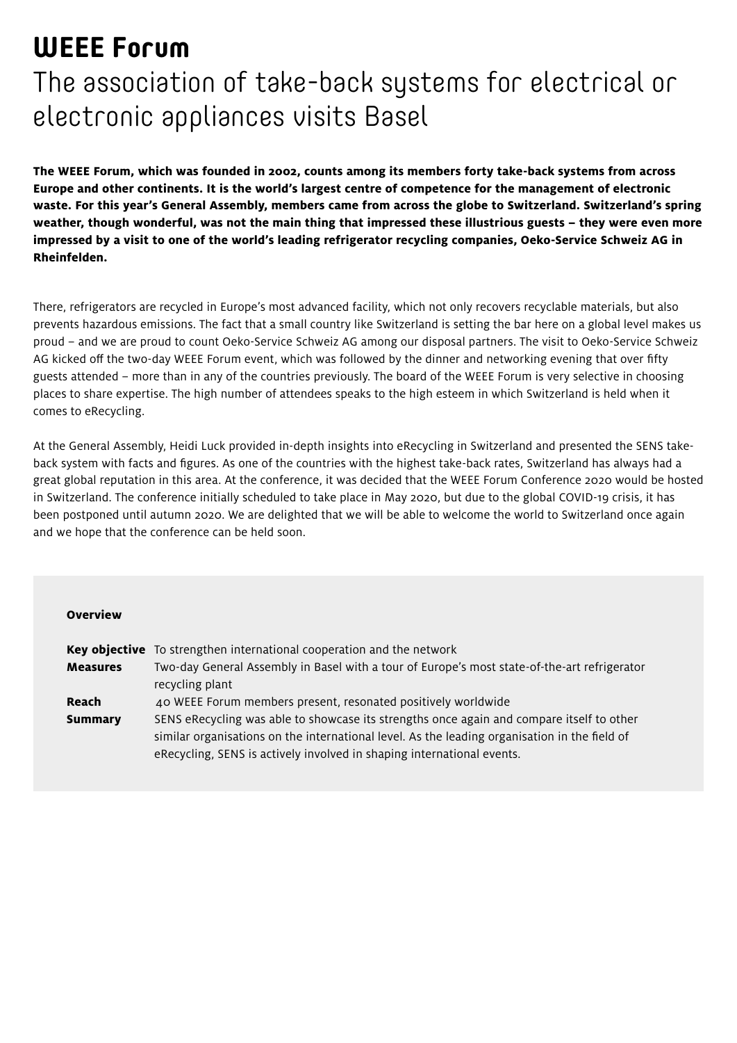# WEEE Forum

## The association of take-back systems for electrical or electronic appliances visits Basel

**The WEEE Forum, which was founded in 2002, counts among its members forty take-back systems from across Europe and other continents. It is the world's largest centre of competence for the management of electronic waste. For this year's General Assembly, members came from across the globe to Switzerland. Switzerland's spring weather, though wonderful, was not the main thing that impressed these illustrious guests – they were even more impressed by a visit to one of the world's leading refrigerator recycling companies, Oeko-Service Schweiz AG in Rheinfelden.**

There, refrigerators are recycled in Europe's most advanced facility, which not only recovers recyclable materials, but also prevents hazardous emissions. The fact that a small country like Switzerland is setting the bar here on a global level makes us proud – and we are proud to count Oeko-Service Schweiz AG among our disposal partners. The visit to Oeko-Service Schweiz AG kicked off the two-day WEEE Forum event, which was followed by the dinner and networking evening that over fifty guests attended – more than in any of the countries previously. The board of the WEEE Forum is very selective in choosing places to share expertise. The high number of attendees speaks to the high esteem in which Switzerland is held when it comes to eRecycling.

At the General Assembly, Heidi Luck provided in-depth insights into eRecycling in Switzerland and presented the SENS take-back system with facts and figures. As one of the countries with the highest take-back rates, Switzerland has always had a great global reputation in this area. At the conference, it was decided that the WEEE Forum Conference 2020 would be hosted in Switzerland. The conference initially scheduled to take place in May 2020, but due to the global COVID-19 crisis, it has been postponed until autumn 2020. We are delighted that we will be able to welcome the world to Switzerland once again and we hope that the conference can be held soon.

**Overview**

| | |
|---|---|
| **Key objective** | To strengthen international cooperation and the network |
| **Measures** | Two-day General Assembly in Basel with a tour of Europe's most state-of-the-art refrigerator recycling plant |
| **Reach** | 40 WEEE Forum members present, resonated positively worldwide |
| **Summary** | SENS eRecycling was able to showcase its strengths once again and compare itself to other similar organisations on the international level. As the leading organisation in the field of eRecycling, SENS is actively involved in shaping international events. |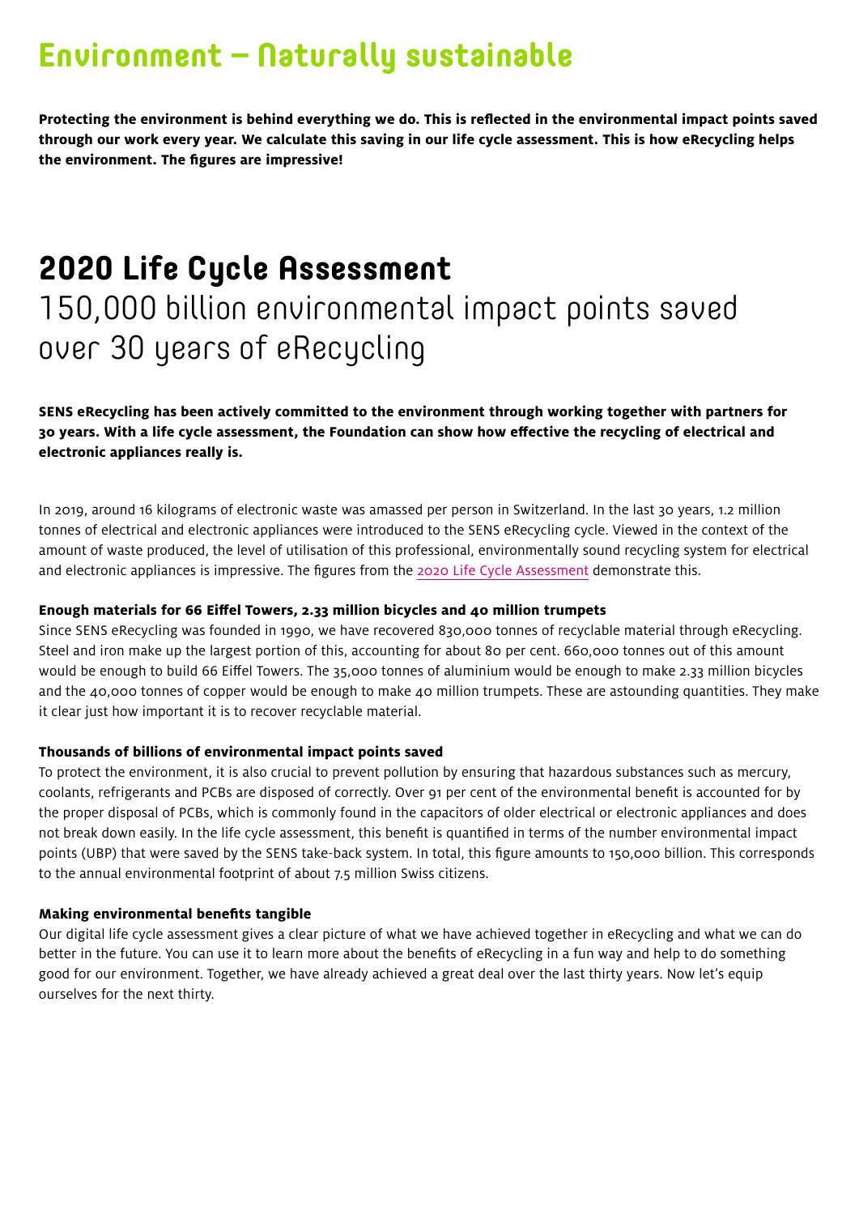# Environment – Naturally sustainable

**Protecting the environment is behind everything we do. This is reflected in the environmental impact points saved through our work every year. We calculate this saving in our life cycle assessment. This is how eRecycling helps the environment. The figures are impressive!**

## 2020 Life Cycle Assessment

150,000 billion environmental impact points saved over 30 years of eRecycling

**SENS eRecycling has been actively committed to the environment through working together with partners for 30 years. With a life cycle assessment, the Foundation can show how effective the recycling of electrical and electronic appliances really is.**

In 2019, around 16 kilograms of electronic waste was amassed per person in Switzerland. In the last 30 years, 1.2 million tonnes of electrical and electronic appliances were introduced to the SENS eRecycling cycle. Viewed in the context of the amount of waste produced, the level of utilisation of this professional, environmentally sound recycling system for electrical and electronic appliances is impressive. The figures from the 2020 Life Cycle Assessment demonstrate this.

**Enough materials for 66 Eiffel Towers, 2.33 million bicycles and 40 million trumpets**

Since SENS eRecycling was founded in 1990, we have recovered 830,000 tonnes of recyclable material through eRecycling. Steel and iron make up the largest portion of this, accounting for about 80 per cent. 660,000 tonnes out of this amount would be enough to build 66 Eiffel Towers. The 35,000 tonnes of aluminium would be enough to make 2.33 million bicycles and the 40,000 tonnes of copper would be enough to make 40 million trumpets. These are astounding quantities. They make it clear just how important it is to recover recyclable material.

**Thousands of billions of environmental impact points saved**

To protect the environment, it is also crucial to prevent pollution by ensuring that hazardous substances such as mercury, coolants, refrigerants and PCBs are disposed of correctly. Over 91 per cent of the environmental benefit is accounted for by the proper disposal of PCBs, which is commonly found in the capacitors of older electrical or electronic appliances and does not break down easily. In the life cycle assessment, this benefit is quantified in terms of the number environmental impact points (UBP) that were saved by the SENS take-back system. In total, this figure amounts to 150,000 billion. This corresponds to the annual environmental footprint of about 7.5 million Swiss citizens.

**Making environmental benefits tangible**

Our digital life cycle assessment gives a clear picture of what we have achieved together in eRecycling and what we can do better in the future. You can use it to learn more about the benefits of eRecycling in a fun way and help to do something good for our environment. Together, we have already achieved a great deal over the last thirty years. Now let's equip ourselves for the next thirty.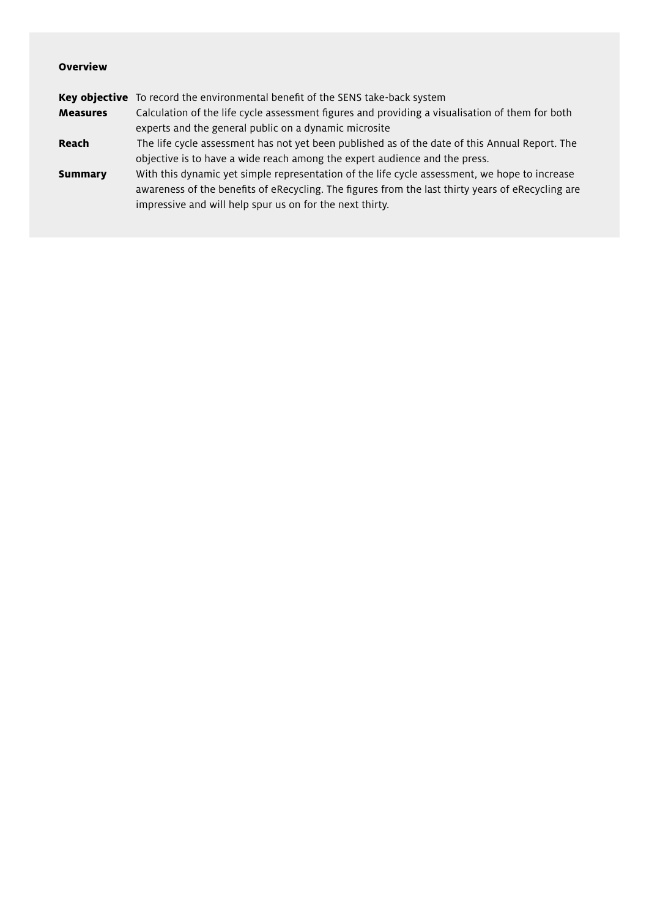**Overview**

| | |
|---|---|
| **Key objective** | To record the environmental benefit of the SENS take-back system |
| **Measures** | Calculation of the life cycle assessment figures and providing a visualisation of them for both experts and the general public on a dynamic microsite |
| **Reach** | The life cycle assessment has not yet been published as of the date of this Annual Report. The objective is to have a wide reach among the expert audience and the press. |
| **Summary** | With this dynamic yet simple representation of the life cycle assessment, we hope to increase awareness of the benefits of eRecycling. The figures from the last thirty years of eRecycling are impressive and will help spur us on for the next thirty. |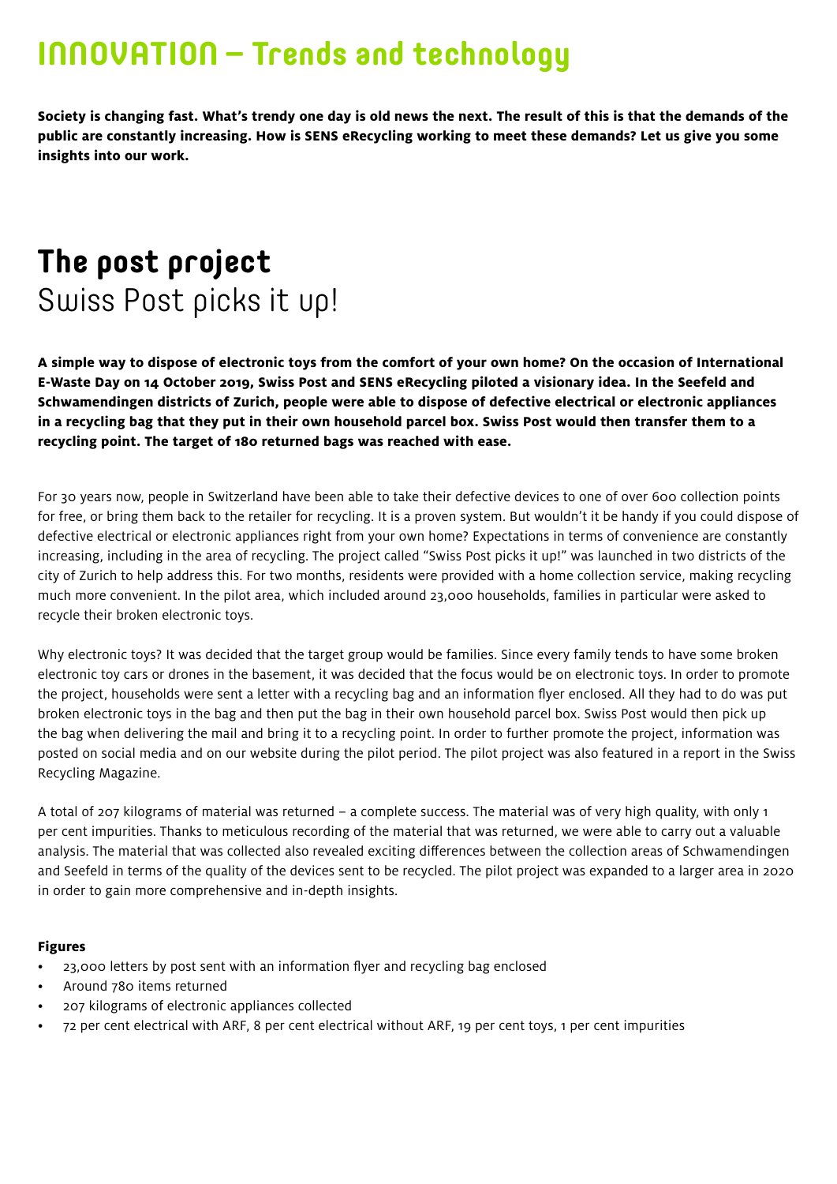# INNOVATION – Trends and technology

**Society is changing fast. What's trendy one day is old news the next. The result of this is that the demands of the public are constantly increasing. How is SENS eRecycling working to meet these demands? Let us give you some insights into our work.**

## The post project

Swiss Post picks it up!

**A simple way to dispose of electronic toys from the comfort of your own home? On the occasion of International E-Waste Day on 14 October 2019, Swiss Post and SENS eRecycling piloted a visionary idea. In the Seefeld and Schwamendingen districts of Zurich, people were able to dispose of defective electrical or electronic appliances in a recycling bag that they put in their own household parcel box. Swiss Post would then transfer them to a recycling point. The target of 180 returned bags was reached with ease.**

For 30 years now, people in Switzerland have been able to take their defective devices to one of over 600 collection points for free, or bring them back to the retailer for recycling. It is a proven system. But wouldn't it be handy if you could dispose of defective electrical or electronic appliances right from your own home? Expectations in terms of convenience are constantly increasing, including in the area of recycling. The project called "Swiss Post picks it up!" was launched in two districts of the city of Zurich to help address this. For two months, residents were provided with a home collection service, making recycling much more convenient. In the pilot area, which included around 23,000 households, families in particular were asked to recycle their broken electronic toys.

Why electronic toys? It was decided that the target group would be families. Since every family tends to have some broken electronic toy cars or drones in the basement, it was decided that the focus would be on electronic toys. In order to promote the project, households were sent a letter with a recycling bag and an information flyer enclosed. All they had to do was put broken electronic toys in the bag and then put the bag in their own household parcel box. Swiss Post would then pick up the bag when delivering the mail and bring it to a recycling point. In order to further promote the project, information was posted on social media and on our website during the pilot period. The pilot project was also featured in a report in the Swiss Recycling Magazine.

A total of 207 kilograms of material was returned – a complete success. The material was of very high quality, with only 1 per cent impurities. Thanks to meticulous recording of the material that was returned, we were able to carry out a valuable analysis. The material that was collected also revealed exciting differences between the collection areas of Schwamendingen and Seefeld in terms of the quality of the devices sent to be recycled. The pilot project was expanded to a larger area in 2020 in order to gain more comprehensive and in-depth insights.

**Figures**

- 23,000 letters by post sent with an information flyer and recycling bag enclosed
- Around 780 items returned
- 207 kilograms of electronic appliances collected
- 72 per cent electrical with ARF, 8 per cent electrical without ARF, 19 per cent toys, 1 per cent impurities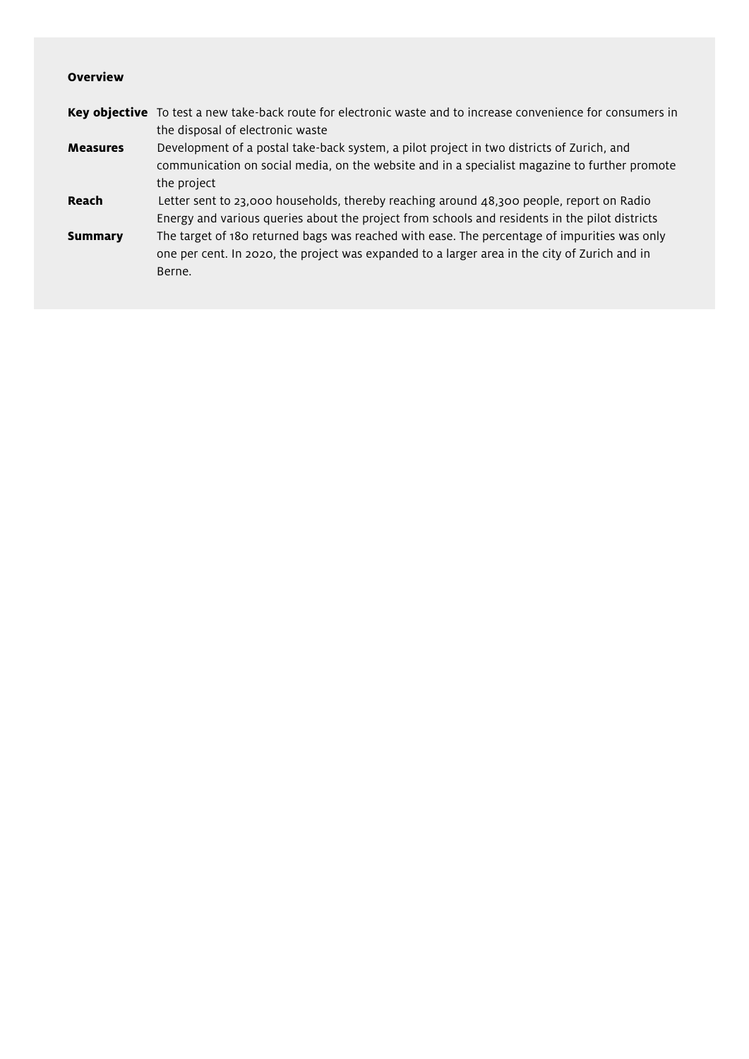**Overview**

**Key objective** To test a new take-back route for electronic waste and to increase convenience for consumers in the disposal of electronic waste

**Measures** Development of a postal take-back system, a pilot project in two districts of Zurich, and communication on social media, on the website and in a specialist magazine to further promote the project

**Reach** Letter sent to 23,000 households, thereby reaching around 48,300 people, report on Radio Energy and various queries about the project from schools and residents in the pilot districts

**Summary** The target of 180 returned bags was reached with ease. The percentage of impurities was only one per cent. In 2020, the project was expanded to a larger area in the city of Zurich and in Berne.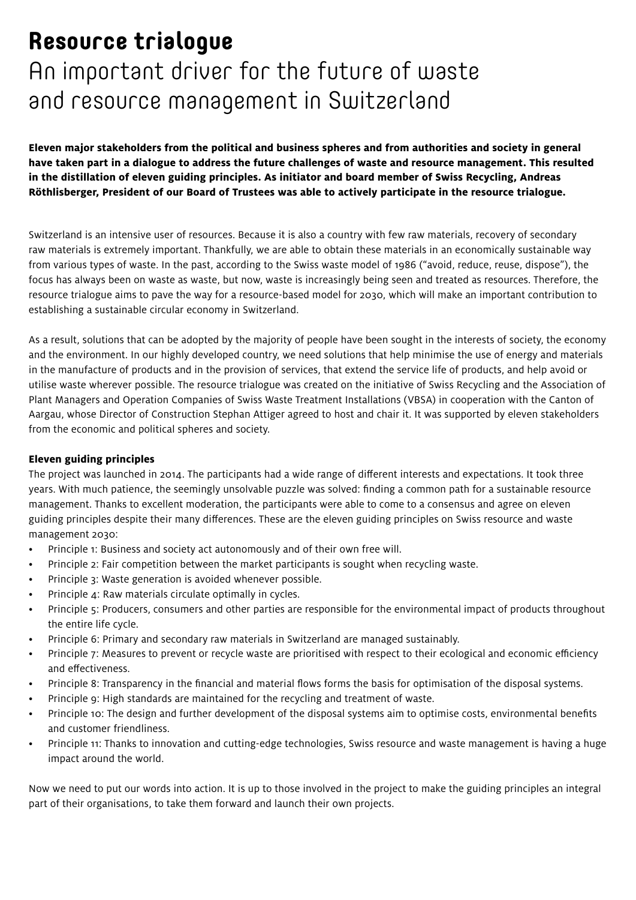# Resource trialogue

## An important driver for the future of waste and resource management in Switzerland

**Eleven major stakeholders from the political and business spheres and from authorities and society in general have taken part in a dialogue to address the future challenges of waste and resource management. This resulted in the distillation of eleven guiding principles. As initiator and board member of Swiss Recycling, Andreas Röthlisberger, President of our Board of Trustees was able to actively participate in the resource trialogue.**

Switzerland is an intensive user of resources. Because it is also a country with few raw materials, recovery of secondary raw materials is extremely important. Thankfully, we are able to obtain these materials in an economically sustainable way from various types of waste. In the past, according to the Swiss waste model of 1986 ("avoid, reduce, reuse, dispose"), the focus has always been on waste as waste, but now, waste is increasingly being seen and treated as resources. Therefore, the resource trialogue aims to pave the way for a resource-based model for 2030, which will make an important contribution to establishing a sustainable circular economy in Switzerland.

As a result, solutions that can be adopted by the majority of people have been sought in the interests of society, the economy and the environment. In our highly developed country, we need solutions that help minimise the use of energy and materials in the manufacture of products and in the provision of services, that extend the service life of products, and help avoid or utilise waste wherever possible. The resource trialogue was created on the initiative of Swiss Recycling and the Association of Plant Managers and Operation Companies of Swiss Waste Treatment Installations (VBSA) in cooperation with the Canton of Aargau, whose Director of Construction Stephan Attiger agreed to host and chair it. It was supported by eleven stakeholders from the economic and political spheres and society.

### Eleven guiding principles

The project was launched in 2014. The participants had a wide range of different interests and expectations. It took three years. With much patience, the seemingly unsolvable puzzle was solved: finding a common path for a sustainable resource management. Thanks to excellent moderation, the participants were able to come to a consensus and agree on eleven guiding principles despite their many differences. These are the eleven guiding principles on Swiss resource and waste management 2030:

- Principle 1: Business and society act autonomously and of their own free will.
- Principle 2: Fair competition between the market participants is sought when recycling waste.
- Principle 3: Waste generation is avoided whenever possible.
- Principle 4: Raw materials circulate optimally in cycles.
- Principle 5: Producers, consumers and other parties are responsible for the environmental impact of products throughout the entire life cycle.
- Principle 6: Primary and secondary raw materials in Switzerland are managed sustainably.
- Principle 7: Measures to prevent or recycle waste are prioritised with respect to their ecological and economic efficiency and effectiveness.
- Principle 8: Transparency in the financial and material flows forms the basis for optimisation of the disposal systems.
- Principle 9: High standards are maintained for the recycling and treatment of waste.
- Principle 10: The design and further development of the disposal systems aim to optimise costs, environmental benefits and customer friendliness.
- Principle 11: Thanks to innovation and cutting-edge technologies, Swiss resource and waste management is having a huge impact around the world.

Now we need to put our words into action. It is up to those involved in the project to make the guiding principles an integral part of their organisations, to take them forward and launch their own projects.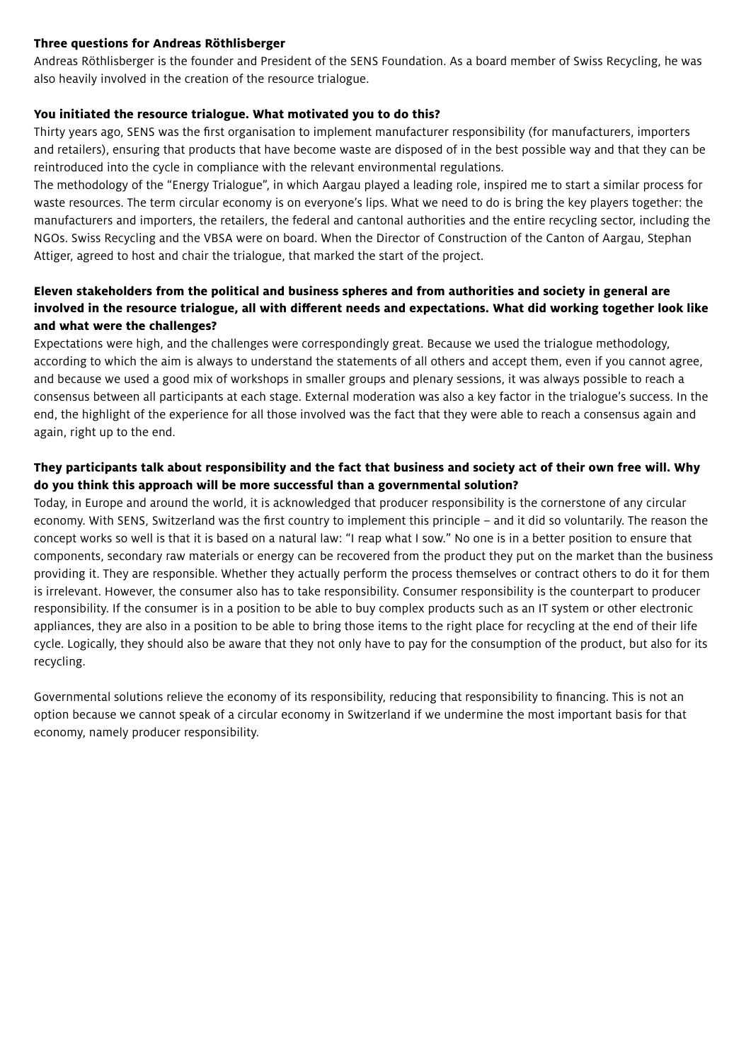### Three questions for Andreas Röthlisberger

Andreas Röthlisberger is the founder and President of the SENS Foundation. As a board member of Swiss Recycling, he was also heavily involved in the creation of the resource trialogue.

**You initiated the resource trialogue. What motivated you to do this?**

Thirty years ago, SENS was the first organisation to implement manufacturer responsibility (for manufacturers, importers and retailers), ensuring that products that have become waste are disposed of in the best possible way and that they can be reintroduced into the cycle in compliance with the relevant environmental regulations.

The methodology of the "Energy Trialogue", in which Aargau played a leading role, inspired me to start a similar process for waste resources. The term circular economy is on everyone's lips. What we need to do is bring the key players together: the manufacturers and importers, the retailers, the federal and cantonal authorities and the entire recycling sector, including the NGOs. Swiss Recycling and the VBSA were on board. When the Director of Construction of the Canton of Aargau, Stephan Attiger, agreed to host and chair the trialogue, that marked the start of the project.

**Eleven stakeholders from the political and business spheres and from authorities and society in general are involved in the resource trialogue, all with different needs and expectations. What did working together look like and what were the challenges?**

Expectations were high, and the challenges were correspondingly great. Because we used the trialogue methodology, according to which the aim is always to understand the statements of all others and accept them, even if you cannot agree, and because we used a good mix of workshops in smaller groups and plenary sessions, it was always possible to reach a consensus between all participants at each stage. External moderation was also a key factor in the trialogue's success. In the end, the highlight of the experience for all those involved was the fact that they were able to reach a consensus again and again, right up to the end.

**They participants talk about responsibility and the fact that business and society act of their own free will. Why do you think this approach will be more successful than a governmental solution?**

Today, in Europe and around the world, it is acknowledged that producer responsibility is the cornerstone of any circular economy. With SENS, Switzerland was the first country to implement this principle – and it did so voluntarily. The reason the concept works so well is that it is based on a natural law: "I reap what I sow." No one is in a better position to ensure that components, secondary raw materials or energy can be recovered from the product they put on the market than the business providing it. They are responsible. Whether they actually perform the process themselves or contract others to do it for them is irrelevant. However, the consumer also has to take responsibility. Consumer responsibility is the counterpart to producer responsibility. If the consumer is in a position to be able to buy complex products such as an IT system or other electronic appliances, they are also in a position to be able to bring those items to the right place for recycling at the end of their life cycle. Logically, they should also be aware that they not only have to pay for the consumption of the product, but also for its recycling.

Governmental solutions relieve the economy of its responsibility, reducing that responsibility to financing. This is not an option because we cannot speak of a circular economy in Switzerland if we undermine the most important basis for that economy, namely producer responsibility.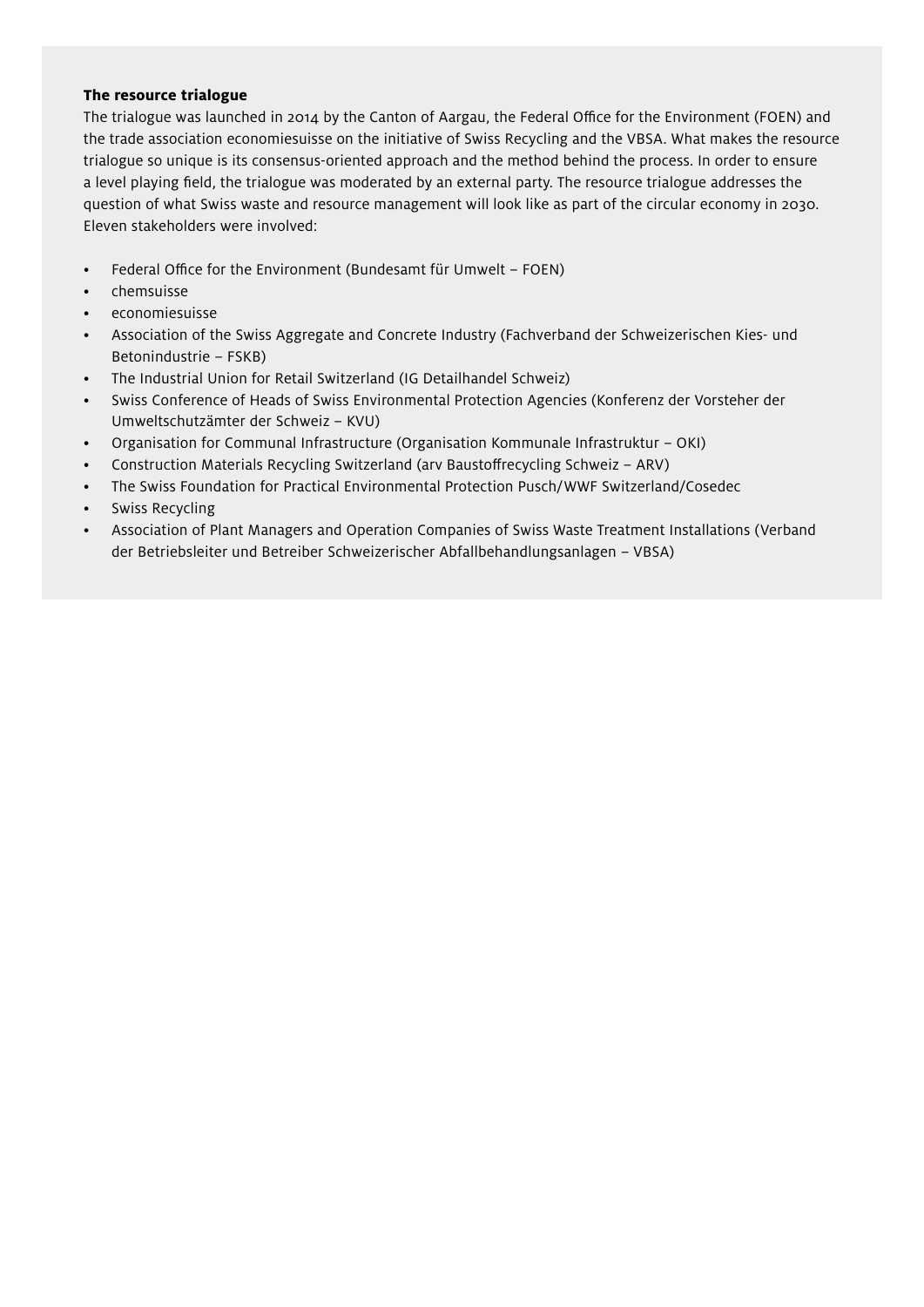**The resource trialogue**

The trialogue was launched in 2014 by the Canton of Aargau, the Federal Office for the Environment (FOEN) and the trade association economiesuisse on the initiative of Swiss Recycling and the VBSA. What makes the resource trialogue so unique is its consensus-oriented approach and the method behind the process. In order to ensure a level playing field, the trialogue was moderated by an external party. The resource trialogue addresses the question of what Swiss waste and resource management will look like as part of the circular economy in 2030. Eleven stakeholders were involved:

- Federal Office for the Environment (Bundesamt für Umwelt – FOEN)
- chemsuisse
- economiesuisse
- Association of the Swiss Aggregate and Concrete Industry (Fachverband der Schweizerischen Kies- und Betonindustrie – FSKB)
- The Industrial Union for Retail Switzerland (IG Detailhandel Schweiz)
- Swiss Conference of Heads of Swiss Environmental Protection Agencies (Konferenz der Vorsteher der Umweltschutzämter der Schweiz – KVU)
- Organisation for Communal Infrastructure (Organisation Kommunale Infrastruktur – OKI)
- Construction Materials Recycling Switzerland (arv Baustoffrecycling Schweiz – ARV)
- The Swiss Foundation for Practical Environmental Protection Pusch/WWF Switzerland/Cosedec
- Swiss Recycling
- Association of Plant Managers and Operation Companies of Swiss Waste Treatment Installations (Verband der Betriebsleiter und Betreiber Schweizerischer Abfallbehandlungsanlagen – VBSA)